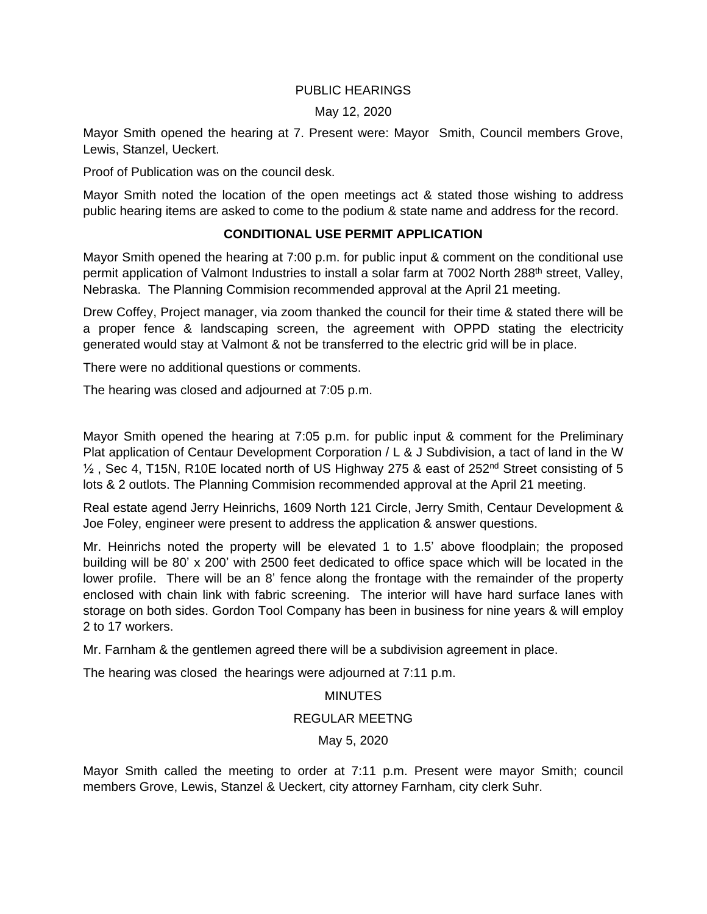PUBLIC HEARINGS

May 12, 2020

Mayor Smith opened the hearing at 7. Present were: Mayor Smith, Council members Grove, Lewis, Stanzel, Ueckert.

Proof of Publication was on the council desk.

Mayor Smith noted the location of the open meetings act & stated those wishing to address public hearing items are asked to come to the podium & state name and address for the record.

**CONDITIONAL USE PERMIT APPLICATION**

Mayor Smith opened the hearing at 7:00 p.m. for public input & comment on the conditional use permit application of Valmont Industries to install a solar farm at 7002 North 288th street, Valley, Nebraska. The Planning Commision recommended approval at the April 21 meeting.

Drew Coffey, Project manager, via zoom thanked the council for their time & stated there will be a proper fence & landscaping screen, the agreement with OPPD stating the electricity generated would stay at Valmont & not be transferred to the electric grid will be in place.

There were no additional questions or comments.

The hearing was closed and adjourned at 7:05 p.m.

Mayor Smith opened the hearing at 7:05 p.m. for public input & comment for the Preliminary Plat application of Centaur Development Corporation / L & J Subdivision, a tact of land in the W ½ , Sec 4, T15N, R10E located north of US Highway 275 & east of 252nd Street consisting of 5 lots & 2 outlots. The Planning Commision recommended approval at the April 21 meeting.

Real estate agend Jerry Heinrichs, 1609 North 121 Circle, Jerry Smith, Centaur Development & Joe Foley, engineer were present to address the application & answer questions.

Mr. Heinrichs noted the property will be elevated 1 to 1.5' above floodplain; the proposed building will be 80' x 200' with 2500 feet dedicated to office space which will be located in the lower profile. There will be an 8' fence along the frontage with the remainder of the property enclosed with chain link with fabric screening. The interior will have hard surface lanes with storage on both sides. Gordon Tool Company has been in business for nine years & will employ 2 to 17 workers.

Mr. Farnham & the gentlemen agreed there will be a subdivision agreement in place.

The hearing was closed the hearings were adjourned at 7:11 p.m.

MINUTES

REGULAR MEETNG

May 5, 2020

Mayor Smith called the meeting to order at 7:11 p.m. Present were mayor Smith; council members Grove, Lewis, Stanzel & Ueckert, city attorney Farnham, city clerk Suhr.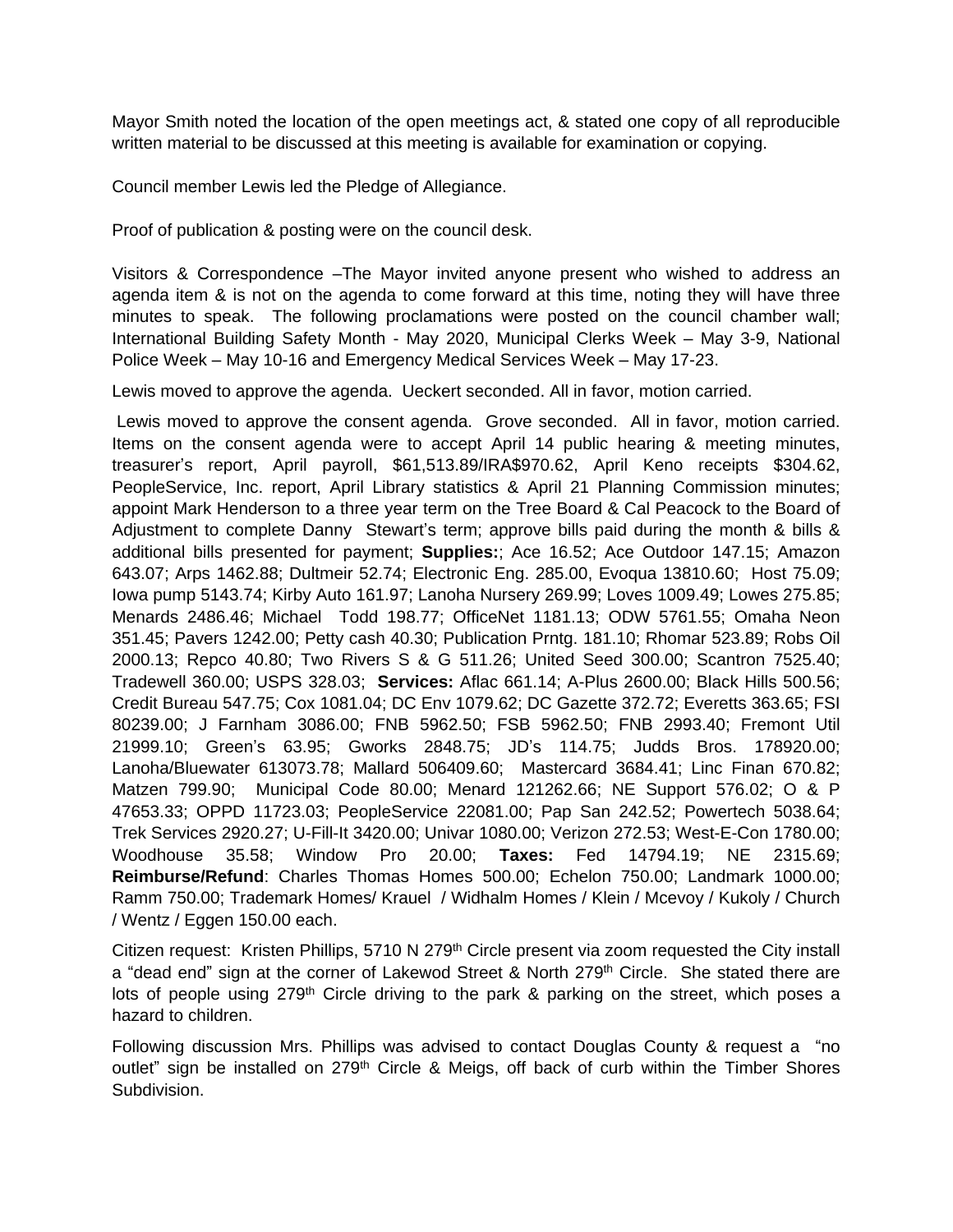Mayor Smith noted the location of the open meetings act, & stated one copy of all reproducible written material to be discussed at this meeting is available for examination or copying.

Council member Lewis led the Pledge of Allegiance.

Proof of publication & posting were on the council desk.

Visitors & Correspondence –The Mayor invited anyone present who wished to address an agenda item & is not on the agenda to come forward at this time, noting they will have three minutes to speak. The following proclamations were posted on the council chamber wall; International Building Safety Month - May 2020, Municipal Clerks Week – May 3-9, National Police Week – May 10-16 and Emergency Medical Services Week – May 17-23.

Lewis moved to approve the agenda. Ueckert seconded. All in favor, motion carried.

Lewis moved to approve the consent agenda. Grove seconded. All in favor, motion carried. Items on the consent agenda were to accept April 14 public hearing & meeting minutes, treasurer's report, April payroll, $61,513.89/IRA$970.62, April Keno receipts $304.62, PeopleService, Inc. report, April Library statistics & April 21 Planning Commission minutes; appoint Mark Henderson to a three year term on the Tree Board & Cal Peacock to the Board of Adjustment to complete Danny Stewart's term; approve bills paid during the month & bills & additional bills presented for payment; **Supplies:**; Ace 16.52; Ace Outdoor 147.15; Amazon 643.07; Arps 1462.88; Dultmeir 52.74; Electronic Eng. 285.00, Evoqua 13810.60; Host 75.09; Iowa pump 5143.74; Kirby Auto 161.97; Lanoha Nursery 269.99; Loves 1009.49; Lowes 275.85; Menards 2486.46; Michael Todd 198.77; OfficeNet 1181.13; ODW 5761.55; Omaha Neon 351.45; Pavers 1242.00; Petty cash 40.30; Publication Prntg. 181.10; Rhomar 523.89; Robs Oil 2000.13; Repco 40.80; Two Rivers S & G 511.26; United Seed 300.00; Scantron 7525.40; Tradewell 360.00; USPS 328.03; **Services:** Aflac 661.14; A-Plus 2600.00; Black Hills 500.56; Credit Bureau 547.75; Cox 1081.04; DC Env 1079.62; DC Gazette 372.72; Everetts 363.65; FSI 80239.00; J Farnham 3086.00; FNB 5962.50; FSB 5962.50; FNB 2993.40; Fremont Util 21999.10; Green's 63.95; Gworks 2848.75; JD's 114.75; Judds Bros. 178920.00; Lanoha/Bluewater 613073.78; Mallard 506409.60; Mastercard 3684.41; Linc Finan 670.82; Matzen 799.90; Municipal Code 80.00; Menard 121262.66; NE Support 576.02; O & P 47653.33; OPPD 11723.03; PeopleService 22081.00; Pap San 242.52; Powertech 5038.64; Trek Services 2920.27; U-Fill-It 3420.00; Univar 1080.00; Verizon 272.53; West-E-Con 1780.00; Woodhouse 35.58; Window Pro 20.00; **Taxes:** Fed 14794.19; NE 2315.69; **Reimburse/Refund**: Charles Thomas Homes 500.00; Echelon 750.00; Landmark 1000.00; Ramm 750.00; Trademark Homes/ Krauel / Widhalm Homes / Klein / Mcevoy / Kukoly / Church / Wentz / Eggen 150.00 each.

Citizen request: Kristen Phillips, 5710 N 279th Circle present via zoom requested the City install a "dead end" sign at the corner of Lakewod Street & North 279th Circle. She stated there are lots of people using 279th Circle driving to the park & parking on the street, which poses a hazard to children.

Following discussion Mrs. Phillips was advised to contact Douglas County & request a "no outlet" sign be installed on 279th Circle & Meigs, off back of curb within the Timber Shores Subdivision.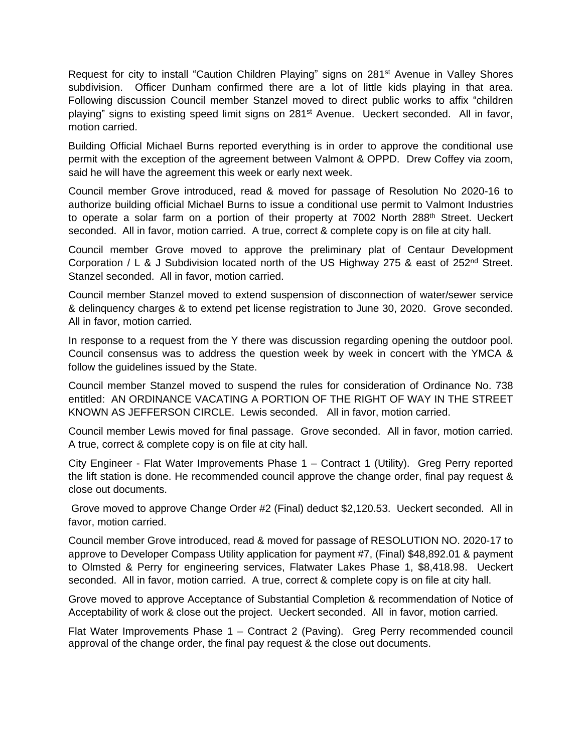Request for city to install "Caution Children Playing" signs on 281st Avenue in Valley Shores subdivision. Officer Dunham confirmed there are a lot of little kids playing in that area. Following discussion Council member Stanzel moved to direct public works to affix "children playing" signs to existing speed limit signs on 281st Avenue. Ueckert seconded. All in favor, motion carried.

Building Official Michael Burns reported everything is in order to approve the conditional use permit with the exception of the agreement between Valmont & OPPD. Drew Coffey via zoom, said he will have the agreement this week or early next week.

Council member Grove introduced, read & moved for passage of Resolution No 2020-16 to authorize building official Michael Burns to issue a conditional use permit to Valmont Industries to operate a solar farm on a portion of their property at 7002 North 288th Street. Ueckert seconded. All in favor, motion carried. A true, correct & complete copy is on file at city hall.

Council member Grove moved to approve the preliminary plat of Centaur Development Corporation / L & J Subdivision located north of the US Highway 275 & east of 252nd Street. Stanzel seconded. All in favor, motion carried.

Council member Stanzel moved to extend suspension of disconnection of water/sewer service & delinquency charges & to extend pet license registration to June 30, 2020. Grove seconded. All in favor, motion carried.

In response to a request from the Y there was discussion regarding opening the outdoor pool. Council consensus was to address the question week by week in concert with the YMCA & follow the guidelines issued by the State.

Council member Stanzel moved to suspend the rules for consideration of Ordinance No. 738 entitled: AN ORDINANCE VACATING A PORTION OF THE RIGHT OF WAY IN THE STREET KNOWN AS JEFFERSON CIRCLE. Lewis seconded. All in favor, motion carried.

Council member Lewis moved for final passage. Grove seconded. All in favor, motion carried. A true, correct & complete copy is on file at city hall.

City Engineer - Flat Water Improvements Phase 1 – Contract 1 (Utility). Greg Perry reported the lift station is done. He recommended council approve the change order, final pay request & close out documents.

Grove moved to approve Change Order #2 (Final) deduct $2,120.53. Ueckert seconded. All in favor, motion carried.

Council member Grove introduced, read & moved for passage of RESOLUTION NO. 2020-17 to approve to Developer Compass Utility application for payment #7, (Final) $48,892.01 & payment to Olmsted & Perry for engineering services, Flatwater Lakes Phase 1, $8,418.98. Ueckert seconded. All in favor, motion carried. A true, correct & complete copy is on file at city hall.

Grove moved to approve Acceptance of Substantial Completion & recommendation of Notice of Acceptability of work & close out the project. Ueckert seconded. All in favor, motion carried.

Flat Water Improvements Phase 1 – Contract 2 (Paving). Greg Perry recommended council approval of the change order, the final pay request & the close out documents.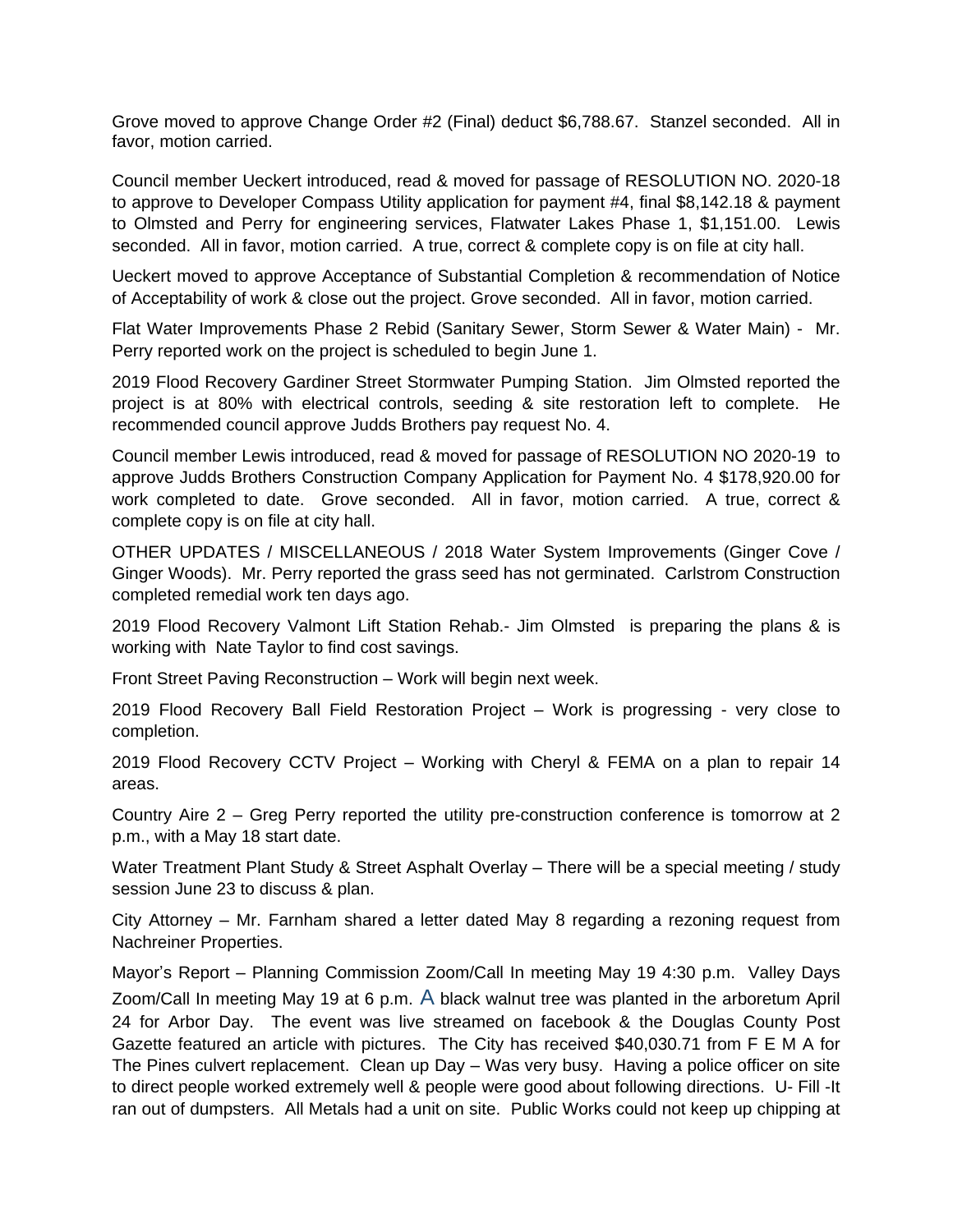Grove moved to approve Change Order #2 (Final) deduct $6,788.67. Stanzel seconded. All in favor, motion carried.

Council member Ueckert introduced, read & moved for passage of RESOLUTION NO. 2020-18 to approve to Developer Compass Utility application for payment #4, final $8,142.18 & payment to Olmsted and Perry for engineering services, Flatwater Lakes Phase 1, $1,151.00. Lewis seconded. All in favor, motion carried. A true, correct & complete copy is on file at city hall.

Ueckert moved to approve Acceptance of Substantial Completion & recommendation of Notice of Acceptability of work & close out the project. Grove seconded. All in favor, motion carried.

Flat Water Improvements Phase 2 Rebid (Sanitary Sewer, Storm Sewer & Water Main) - Mr. Perry reported work on the project is scheduled to begin June 1.

2019 Flood Recovery Gardiner Street Stormwater Pumping Station. Jim Olmsted reported the project is at 80% with electrical controls, seeding & site restoration left to complete. He recommended council approve Judds Brothers pay request No. 4.

Council member Lewis introduced, read & moved for passage of RESOLUTION NO 2020-19 to approve Judds Brothers Construction Company Application for Payment No. 4 $178,920.00 for work completed to date. Grove seconded. All in favor, motion carried. A true, correct & complete copy is on file at city hall.

OTHER UPDATES / MISCELLANEOUS / 2018 Water System Improvements (Ginger Cove / Ginger Woods). Mr. Perry reported the grass seed has not germinated. Carlstrom Construction completed remedial work ten days ago.

2019 Flood Recovery Valmont Lift Station Rehab.- Jim Olmsted is preparing the plans & is working with Nate Taylor to find cost savings.

Front Street Paving Reconstruction – Work will begin next week.

2019 Flood Recovery Ball Field Restoration Project – Work is progressing - very close to completion.

2019 Flood Recovery CCTV Project – Working with Cheryl & FEMA on a plan to repair 14 areas.

Country Aire 2 – Greg Perry reported the utility pre-construction conference is tomorrow at 2 p.m., with a May 18 start date.

Water Treatment Plant Study & Street Asphalt Overlay – There will be a special meeting / study session June 23 to discuss & plan.

City Attorney – Mr. Farnham shared a letter dated May 8 regarding a rezoning request from Nachreiner Properties.

Mayor's Report – Planning Commission Zoom/Call In meeting May 19 4:30 p.m. Valley Days Zoom/Call In meeting May 19 at 6 p.m. A black walnut tree was planted in the arboretum April 24 for Arbor Day. The event was live streamed on facebook & the Douglas County Post Gazette featured an article with pictures. The City has received $40,030.71 from F E M A for The Pines culvert replacement. Clean up Day – Was very busy. Having a police officer on site to direct people worked extremely well & people were good about following directions. U- Fill -It ran out of dumpsters. All Metals had a unit on site. Public Works could not keep up chipping at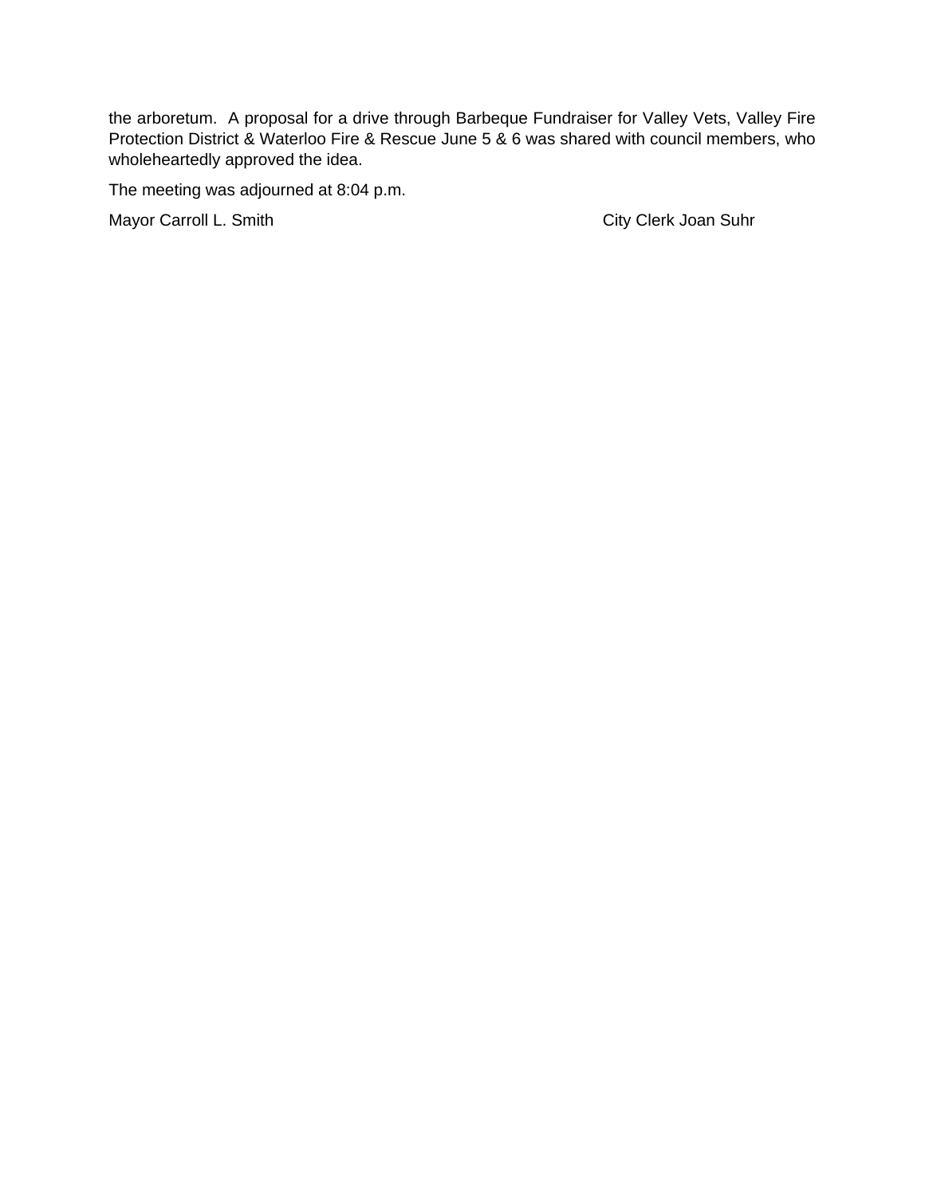the arboretum. A proposal for a drive through Barbeque Fundraiser for Valley Vets, Valley Fire Protection District & Waterloo Fire & Rescue June 5 & 6 was shared with council members, who wholeheartedly approved the idea.

The meeting was adjourned at 8:04 p.m.

Mayor Carroll L. Smith City Clerk Joan Suhr